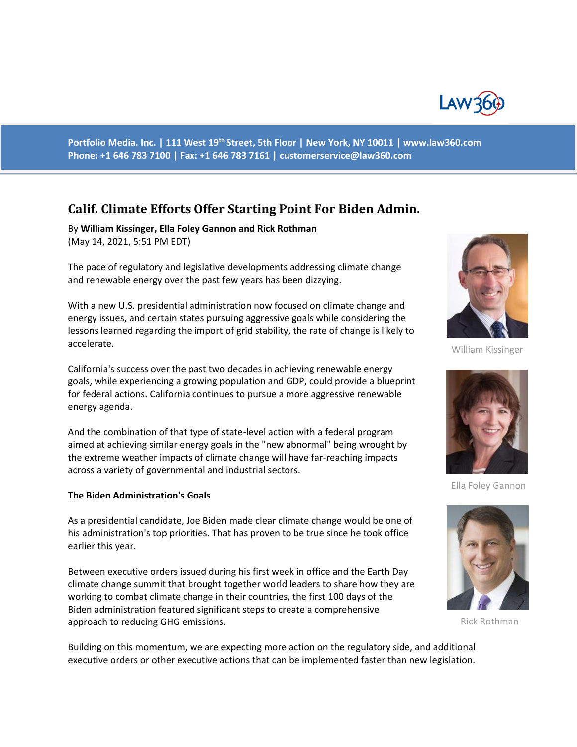Portfolio Media. Inc. | 111 West 19th Street, 5th Floor | New York, NY 10011 | www.law360.com
Phone: +1 646 783 7100 | Fax: +1 646 783 7161 | customerservice@law360.com

# Calif. Climate Efforts Offer Starting Point For Biden Admin.

By **William Kissinger, Ella Foley Gannon and Rick Rothman**
(May 14, 2021, 5:51 PM EDT)

The pace of regulatory and legislative developments addressing climate change and renewable energy over the past few years has been dizzying.

With a new U.S. presidential administration now focused on climate change and energy issues, and certain states pursuing aggressive goals while considering the lessons learned regarding the import of grid stability, the rate of change is likely to accelerate.

William Kissinger

California's success over the past two decades in achieving renewable energy goals, while experiencing a growing population and GDP, could provide a blueprint for federal actions. California continues to pursue a more aggressive renewable energy agenda.

And the combination of that type of state-level action with a federal program aimed at achieving similar energy goals in the "new abnormal" being wrought by the extreme weather impacts of climate change will have far-reaching impacts across a variety of governmental and industrial sectors.

Ella Foley Gannon

**The Biden Administration's Goals**

As a presidential candidate, Joe Biden made clear climate change would be one of his administration's top priorities. That has proven to be true since he took office earlier this year.

Between executive orders issued during his first week in office and the Earth Day climate change summit that brought together world leaders to share how they are working to combat climate change in their countries, the first 100 days of the Biden administration featured significant steps to create a comprehensive approach to reducing GHG emissions.

Rick Rothman

Building on this momentum, we are expecting more action on the regulatory side, and additional executive orders or other executive actions that can be implemented faster than new legislation.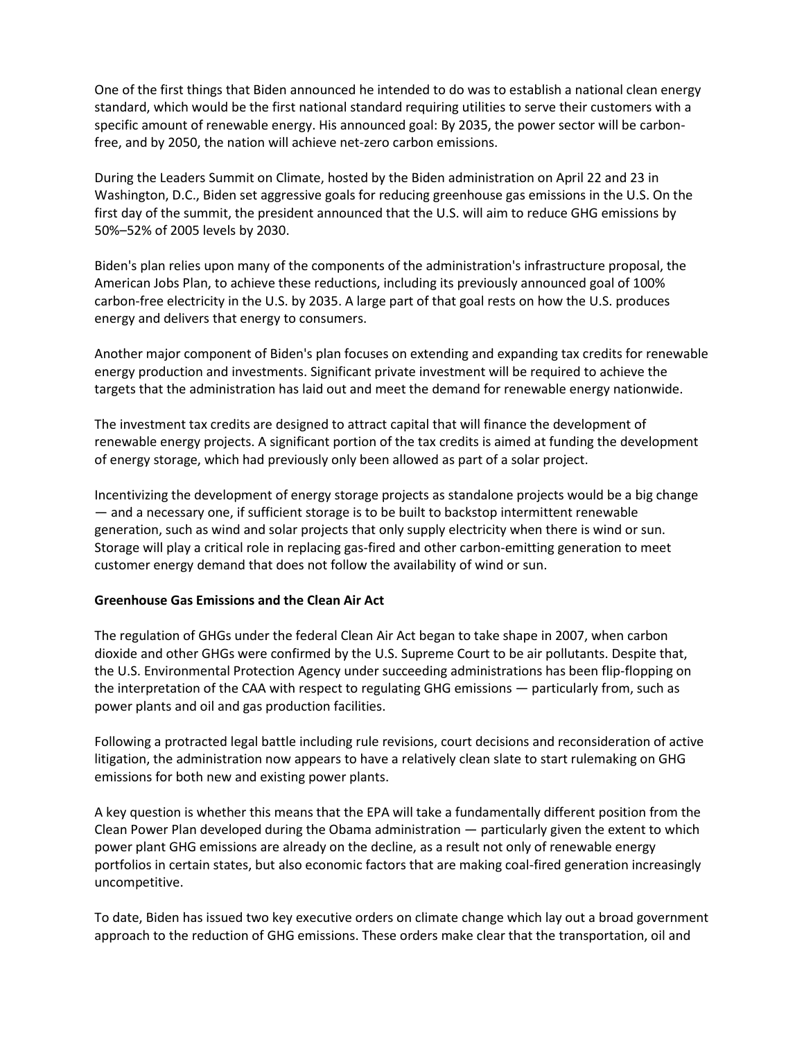One of the first things that Biden announced he intended to do was to establish a national clean energy standard, which would be the first national standard requiring utilities to serve their customers with a specific amount of renewable energy. His announced goal: By 2035, the power sector will be carbon-free, and by 2050, the nation will achieve net-zero carbon emissions.

During the Leaders Summit on Climate, hosted by the Biden administration on April 22 and 23 in Washington, D.C., Biden set aggressive goals for reducing greenhouse gas emissions in the U.S. On the first day of the summit, the president announced that the U.S. will aim to reduce GHG emissions by 50%–52% of 2005 levels by 2030.

Biden's plan relies upon many of the components of the administration's infrastructure proposal, the American Jobs Plan, to achieve these reductions, including its previously announced goal of 100% carbon-free electricity in the U.S. by 2035. A large part of that goal rests on how the U.S. produces energy and delivers that energy to consumers.

Another major component of Biden's plan focuses on extending and expanding tax credits for renewable energy production and investments. Significant private investment will be required to achieve the targets that the administration has laid out and meet the demand for renewable energy nationwide.

The investment tax credits are designed to attract capital that will finance the development of renewable energy projects. A significant portion of the tax credits is aimed at funding the development of energy storage, which had previously only been allowed as part of a solar project.

Incentivizing the development of energy storage projects as standalone projects would be a big change — and a necessary one, if sufficient storage is to be built to backstop intermittent renewable generation, such as wind and solar projects that only supply electricity when there is wind or sun. Storage will play a critical role in replacing gas-fired and other carbon-emitting generation to meet customer energy demand that does not follow the availability of wind or sun.

**Greenhouse Gas Emissions and the Clean Air Act**

The regulation of GHGs under the federal Clean Air Act began to take shape in 2007, when carbon dioxide and other GHGs were confirmed by the U.S. Supreme Court to be air pollutants. Despite that, the U.S. Environmental Protection Agency under succeeding administrations has been flip-flopping on the interpretation of the CAA with respect to regulating GHG emissions — particularly from, such as power plants and oil and gas production facilities.

Following a protracted legal battle including rule revisions, court decisions and reconsideration of active litigation, the administration now appears to have a relatively clean slate to start rulemaking on GHG emissions for both new and existing power plants.

A key question is whether this means that the EPA will take a fundamentally different position from the Clean Power Plan developed during the Obama administration — particularly given the extent to which power plant GHG emissions are already on the decline, as a result not only of renewable energy portfolios in certain states, but also economic factors that are making coal-fired generation increasingly uncompetitive.

To date, Biden has issued two key executive orders on climate change which lay out a broad government approach to the reduction of GHG emissions. These orders make clear that the transportation, oil and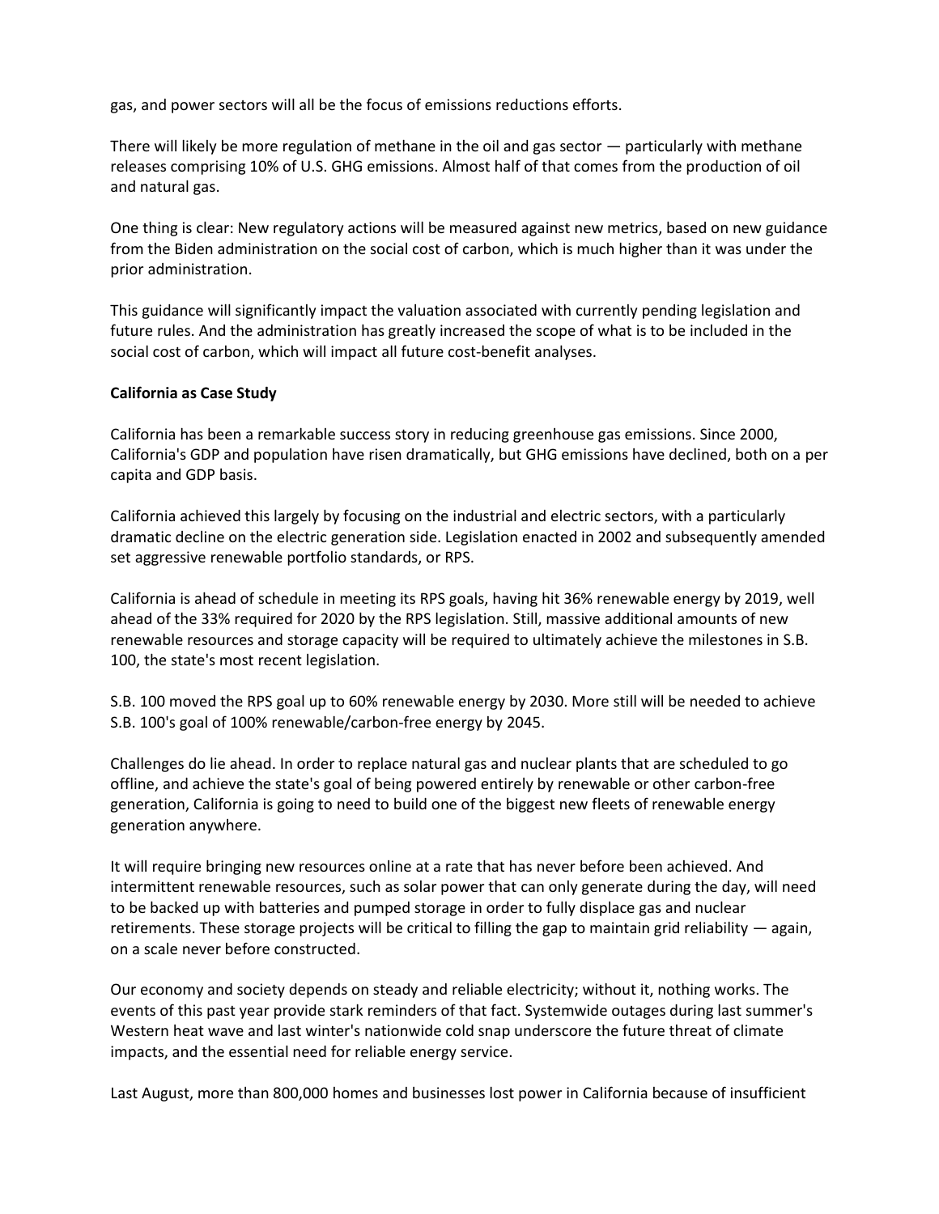gas, and power sectors will all be the focus of emissions reductions efforts.

There will likely be more regulation of methane in the oil and gas sector — particularly with methane releases comprising 10% of U.S. GHG emissions. Almost half of that comes from the production of oil and natural gas.

One thing is clear: New regulatory actions will be measured against new metrics, based on new guidance from the Biden administration on the social cost of carbon, which is much higher than it was under the prior administration.

This guidance will significantly impact the valuation associated with currently pending legislation and future rules. And the administration has greatly increased the scope of what is to be included in the social cost of carbon, which will impact all future cost-benefit analyses.

**California as Case Study**

California has been a remarkable success story in reducing greenhouse gas emissions. Since 2000, California's GDP and population have risen dramatically, but GHG emissions have declined, both on a per capita and GDP basis.

California achieved this largely by focusing on the industrial and electric sectors, with a particularly dramatic decline on the electric generation side. Legislation enacted in 2002 and subsequently amended set aggressive renewable portfolio standards, or RPS.

California is ahead of schedule in meeting its RPS goals, having hit 36% renewable energy by 2019, well ahead of the 33% required for 2020 by the RPS legislation. Still, massive additional amounts of new renewable resources and storage capacity will be required to ultimately achieve the milestones in S.B. 100, the state's most recent legislation.

S.B. 100 moved the RPS goal up to 60% renewable energy by 2030. More still will be needed to achieve S.B. 100's goal of 100% renewable/carbon-free energy by 2045.

Challenges do lie ahead. In order to replace natural gas and nuclear plants that are scheduled to go offline, and achieve the state's goal of being powered entirely by renewable or other carbon-free generation, California is going to need to build one of the biggest new fleets of renewable energy generation anywhere.

It will require bringing new resources online at a rate that has never before been achieved. And intermittent renewable resources, such as solar power that can only generate during the day, will need to be backed up with batteries and pumped storage in order to fully displace gas and nuclear retirements. These storage projects will be critical to filling the gap to maintain grid reliability — again, on a scale never before constructed.

Our economy and society depends on steady and reliable electricity; without it, nothing works. The events of this past year provide stark reminders of that fact. Systemwide outages during last summer's Western heat wave and last winter's nationwide cold snap underscore the future threat of climate impacts, and the essential need for reliable energy service.

Last August, more than 800,000 homes and businesses lost power in California because of insufficient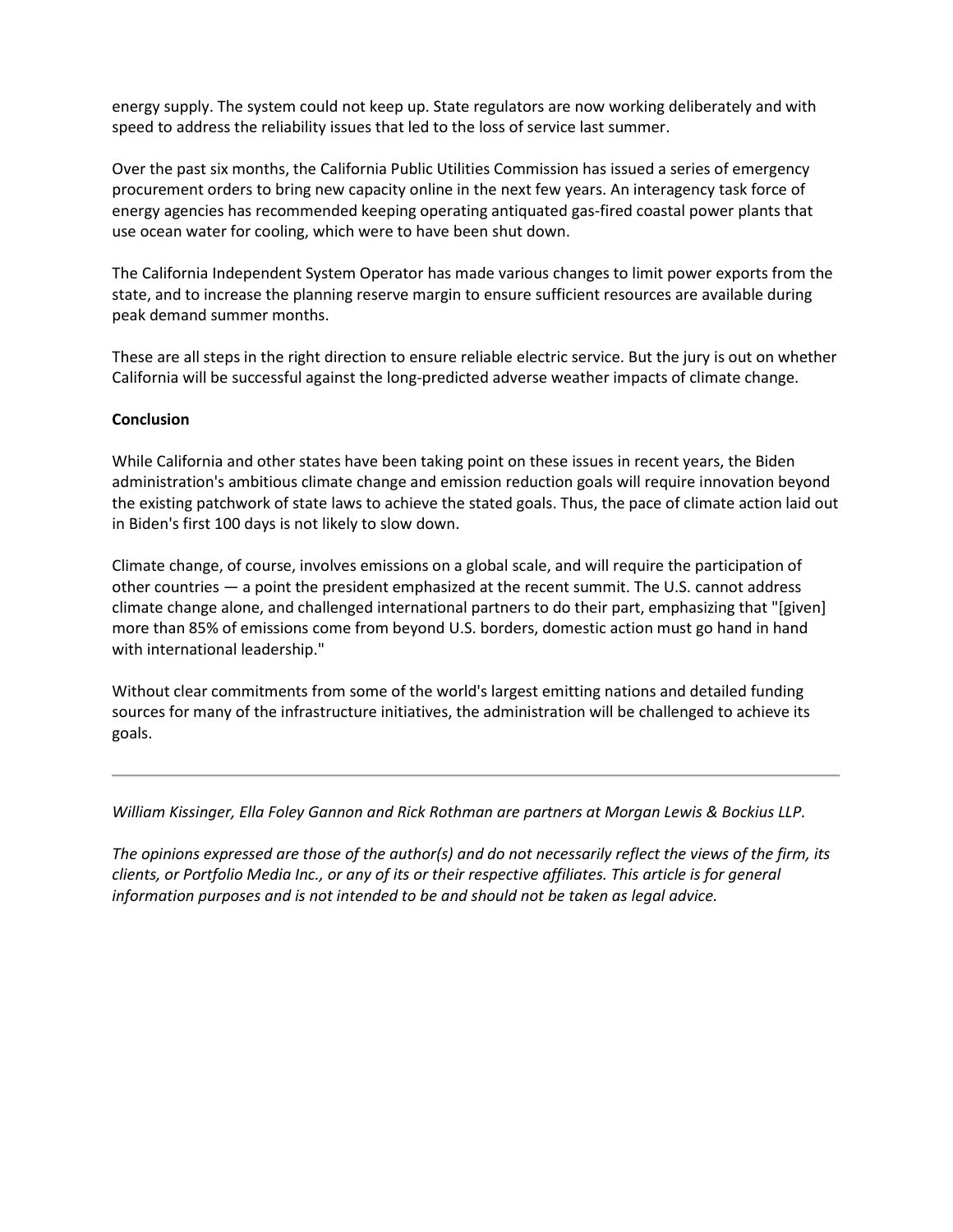energy supply. The system could not keep up. State regulators are now working deliberately and with speed to address the reliability issues that led to the loss of service last summer.

Over the past six months, the California Public Utilities Commission has issued a series of emergency procurement orders to bring new capacity online in the next few years. An interagency task force of energy agencies has recommended keeping operating antiquated gas-fired coastal power plants that use ocean water for cooling, which were to have been shut down.

The California Independent System Operator has made various changes to limit power exports from the state, and to increase the planning reserve margin to ensure sufficient resources are available during peak demand summer months.

These are all steps in the right direction to ensure reliable electric service. But the jury is out on whether California will be successful against the long-predicted adverse weather impacts of climate change.

**Conclusion**

While California and other states have been taking point on these issues in recent years, the Biden administration's ambitious climate change and emission reduction goals will require innovation beyond the existing patchwork of state laws to achieve the stated goals. Thus, the pace of climate action laid out in Biden's first 100 days is not likely to slow down.

Climate change, of course, involves emissions on a global scale, and will require the participation of other countries — a point the president emphasized at the recent summit. The U.S. cannot address climate change alone, and challenged international partners to do their part, emphasizing that "[given] more than 85% of emissions come from beyond U.S. borders, domestic action must go hand in hand with international leadership."

Without clear commitments from some of the world's largest emitting nations and detailed funding sources for many of the infrastructure initiatives, the administration will be challenged to achieve its goals.

---

*William Kissinger, Ella Foley Gannon and Rick Rothman are partners at Morgan Lewis & Bockius LLP.*

*The opinions expressed are those of the author(s) and do not necessarily reflect the views of the firm, its clients, or Portfolio Media Inc., or any of its or their respective affiliates. This article is for general information purposes and is not intended to be and should not be taken as legal advice.*